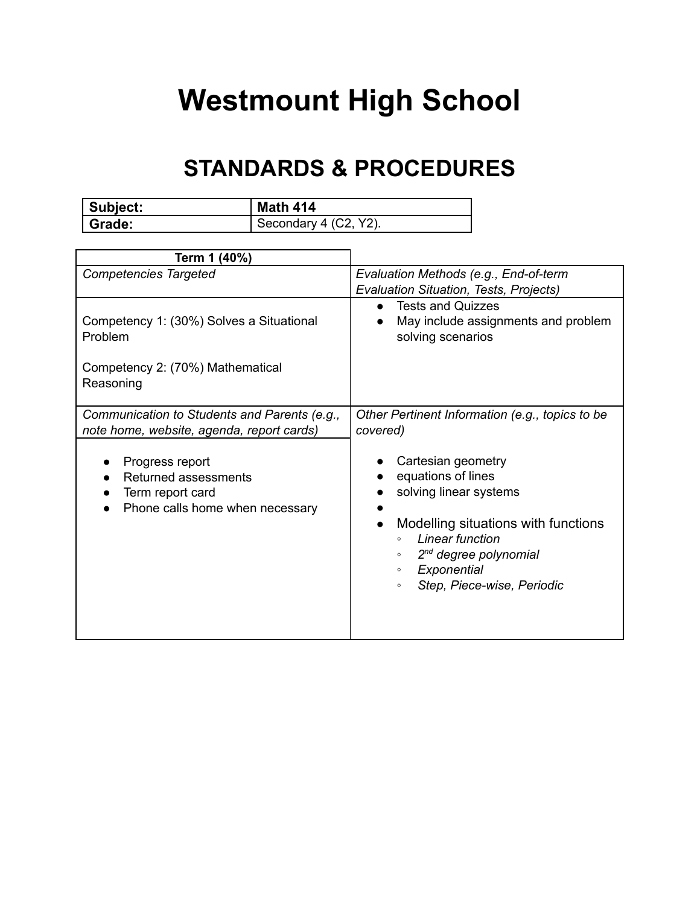# Westmount High School

## STANDARDS & PROCEDURES

| **Subject:** | **Math 414** |
|---|---|
| **Grade:** | Secondary 4 (C2, Y2). |

| **Term 1 (40%)** | |
|---|---|
| *Competencies Targeted* | *Evaluation Methods (e.g., End-of-term Evaluation Situation, Tests, Projects)* |
| Competency 1: (30%) Solves a Situational Problem<br><br>Competency 2: (70%) Mathematical Reasoning | • Tests and Quizzes<br>• May include assignments and problem solving scenarios |
| *Communication to Students and Parents (e.g., note home, website, agenda, report cards)* | *Other Pertinent Information (e.g., topics to be covered)* |
| • Progress report<br>• Returned assessments<br>• Term report card<br>• Phone calls home when necessary | • Cartesian geometry<br>• equations of lines<br>• solving linear systems<br>•<br>• Modelling situations with functions<br>  ◦ *Linear function*<br>  ◦ *2nd degree polynomial*<br>  ◦ *Exponential*<br>  ◦ *Step, Piece-wise, Periodic* |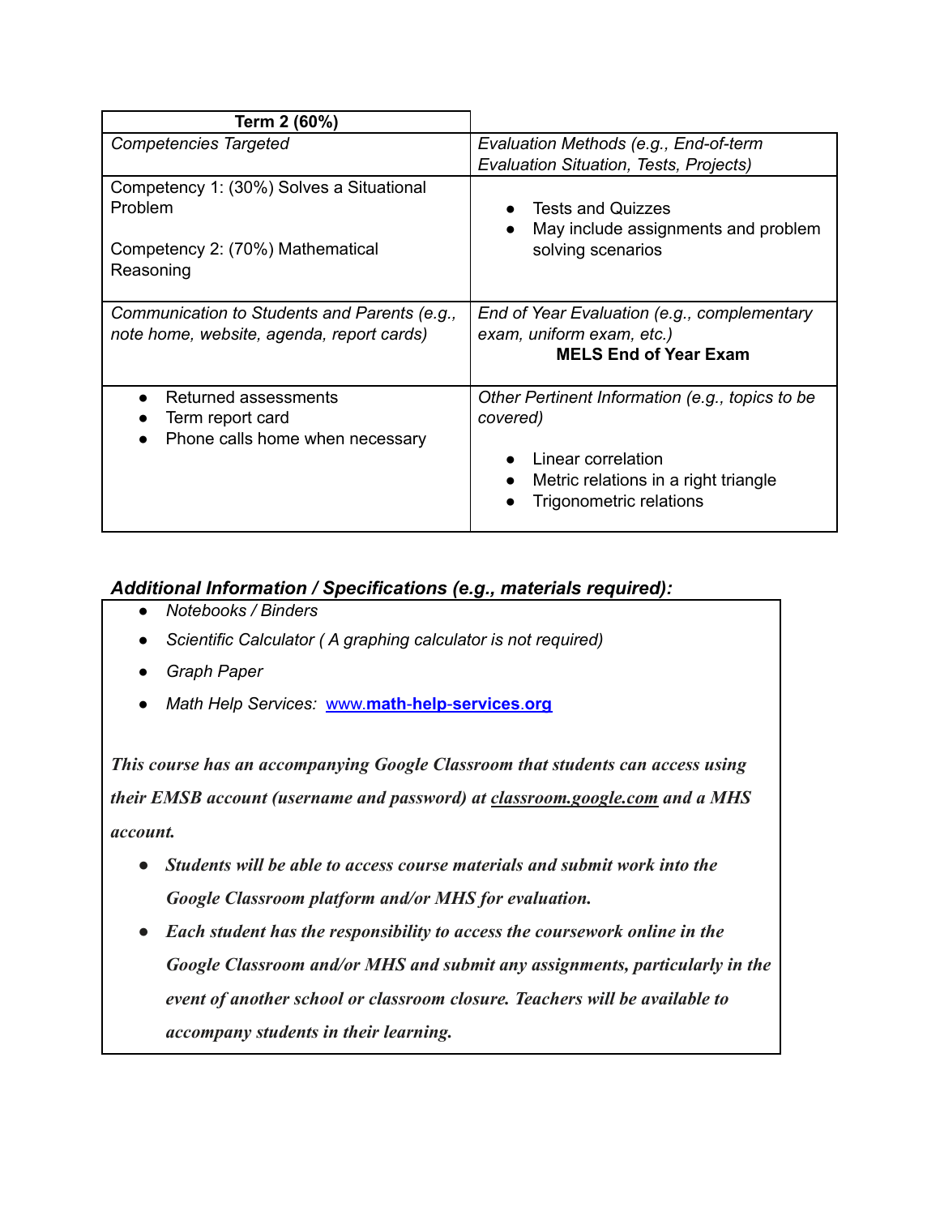| Term 2 (60%) | |
|---|---|
| *Competencies Targeted* | *Evaluation Methods (e.g., End-of-term Evaluation Situation, Tests, Projects)* |
| Competency 1: (30%) Solves a Situational Problem<br><br>Competency 2: (70%) Mathematical Reasoning | • Tests and Quizzes<br>• May include assignments and problem solving scenarios |
| *Communication to Students and Parents (e.g., note home, website, agenda, report cards)* | *End of Year Evaluation (e.g., complementary exam, uniform exam, etc.)*<br>**MELS End of Year Exam** |
| • Returned assessments<br>• Term report card<br>• Phone calls home when necessary | *Other Pertinent Information (e.g., topics to be covered)*<br><br>• Linear correlation<br>• Metric relations in a right triangle<br>• Trigonometric relations |

### *Additional Information / Specifications (e.g., materials required):*

- *Notebooks / Binders*
- *Scientific Calculator ( A graphing calculator is not required)*
- *Graph Paper*
- *Math Help Services:* www.**math-help-services**.**org**

***This course has an accompanying Google Classroom that students can access using their EMSB account (username and password) at classroom.google.com and a MHS account.***

- ***Students will be able to access course materials and submit work into the Google Classroom platform and/or MHS for evaluation.***
- ***Each student has the responsibility to access the coursework online in the Google Classroom and/or MHS and submit any assignments, particularly in the event of another school or classroom closure. Teachers will be available to accompany students in their learning.***